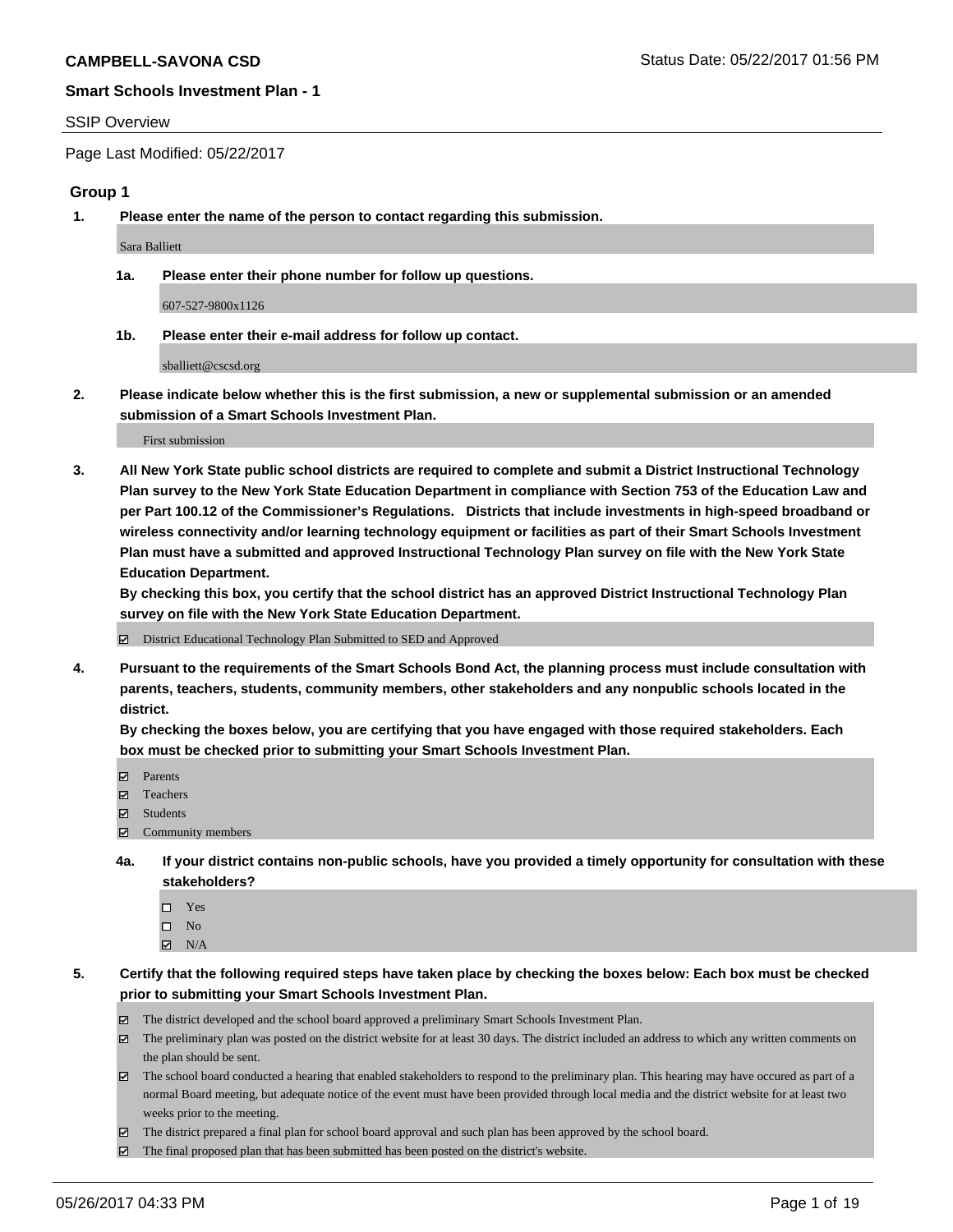**CAMPBELL-SAVONA CSD** Status Date: 05/22/2017 01:56 PM

**Smart Schools Investment Plan - 1**

SSIP Overview

Page Last Modified: 05/22/2017

## Group 1

**1. Please enter the name of the person to contact regarding this submission.**

Sara Balliett

**1a. Please enter their phone number for follow up questions.**

607-527-9800x1126

**1b. Please enter their e-mail address for follow up contact.**

sballiett@cscsd.org

**2. Please indicate below whether this is the first submission, a new or supplemental submission or an amended submission of a Smart Schools Investment Plan.**

First submission

**3. All New York State public school districts are required to complete and submit a District Instructional Technology Plan survey to the New York State Education Department in compliance with Section 753 of the Education Law and per Part 100.12 of the Commissioner's Regulations. Districts that include investments in high-speed broadband or wireless connectivity and/or learning technology equipment or facilities as part of their Smart Schools Investment Plan must have a submitted and approved Instructional Technology Plan survey on file with the New York State Education Department.**
**By checking this box, you certify that the school district has an approved District Instructional Technology Plan survey on file with the New York State Education Department.**

- ☑ District Educational Technology Plan Submitted to SED and Approved

**4. Pursuant to the requirements of the Smart Schools Bond Act, the planning process must include consultation with parents, teachers, students, community members, other stakeholders and any nonpublic schools located in the district.**
**By checking the boxes below, you are certifying that you have engaged with those required stakeholders. Each box must be checked prior to submitting your Smart Schools Investment Plan.**

- ☑ Parents
- ☑ Teachers
- ☑ Students
- ☑ Community members

**4a. If your district contains non-public schools, have you provided a timely opportunity for consultation with these stakeholders?**

- ☐ Yes
- ☐ No
- ☑ N/A

**5. Certify that the following required steps have taken place by checking the boxes below: Each box must be checked prior to submitting your Smart Schools Investment Plan.**

- ☑ The district developed and the school board approved a preliminary Smart Schools Investment Plan.
- ☑ The preliminary plan was posted on the district website for at least 30 days. The district included an address to which any written comments on the plan should be sent.
- ☑ The school board conducted a hearing that enabled stakeholders to respond to the preliminary plan. This hearing may have occured as part of a normal Board meeting, but adequate notice of the event must have been provided through local media and the district website for at least two weeks prior to the meeting.
- ☑ The district prepared a final plan for school board approval and such plan has been approved by the school board.
- ☑ The final proposed plan that has been submitted has been posted on the district's website.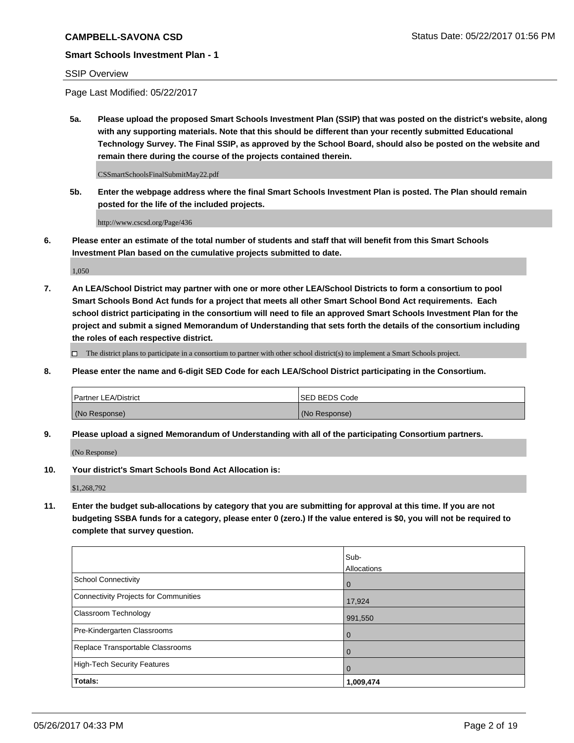**CAMPBELL-SAVONA CSD** Status Date: 05/22/2017 01:56 PM

**Smart Schools Investment Plan - 1**

SSIP Overview

Page Last Modified: 05/22/2017

**5a. Please upload the proposed Smart Schools Investment Plan (SSIP) that was posted on the district's website, along with any supporting materials. Note that this should be different than your recently submitted Educational Technology Survey. The Final SSIP, as approved by the School Board, should also be posted on the website and remain there during the course of the projects contained therein.**

CSSmartSchoolsFinalSubmitMay22.pdf

**5b. Enter the webpage address where the final Smart Schools Investment Plan is posted. The Plan should remain posted for the life of the included projects.**

http://www.cscsd.org/Page/436

**6. Please enter an estimate of the total number of students and staff that will benefit from this Smart Schools Investment Plan based on the cumulative projects submitted to date.**

1,050

**7. An LEA/School District may partner with one or more other LEA/School Districts to form a consortium to pool Smart Schools Bond Act funds for a project that meets all other Smart School Bond Act requirements. Each school district participating in the consortium will need to file an approved Smart Schools Investment Plan for the project and submit a signed Memorandum of Understanding that sets forth the details of the consortium including the roles of each respective district.**

☐ The district plans to participate in a consortium to partner with other school district(s) to implement a Smart Schools project.

**8. Please enter the name and 6-digit SED Code for each LEA/School District participating in the Consortium.**

| Partner LEA/District | SED BEDS Code |
|---|---|
| (No Response) | (No Response) |

**9. Please upload a signed Memorandum of Understanding with all of the participating Consortium partners.**

(No Response)

**10. Your district's Smart Schools Bond Act Allocation is:**

$1,268,792

**11. Enter the budget sub-allocations by category that you are submitting for approval at this time. If you are not budgeting SSBA funds for a category, please enter 0 (zero.) If the value entered is $0, you will not be required to complete that survey question.**

| | Sub-Allocations |
|---|---|
| School Connectivity | 0 |
| Connectivity Projects for Communities | 17,924 |
| Classroom Technology | 991,550 |
| Pre-Kindergarten Classrooms | 0 |
| Replace Transportable Classrooms | 0 |
| High-Tech Security Features | 0 |
| **Totals:** | **1,009,474** |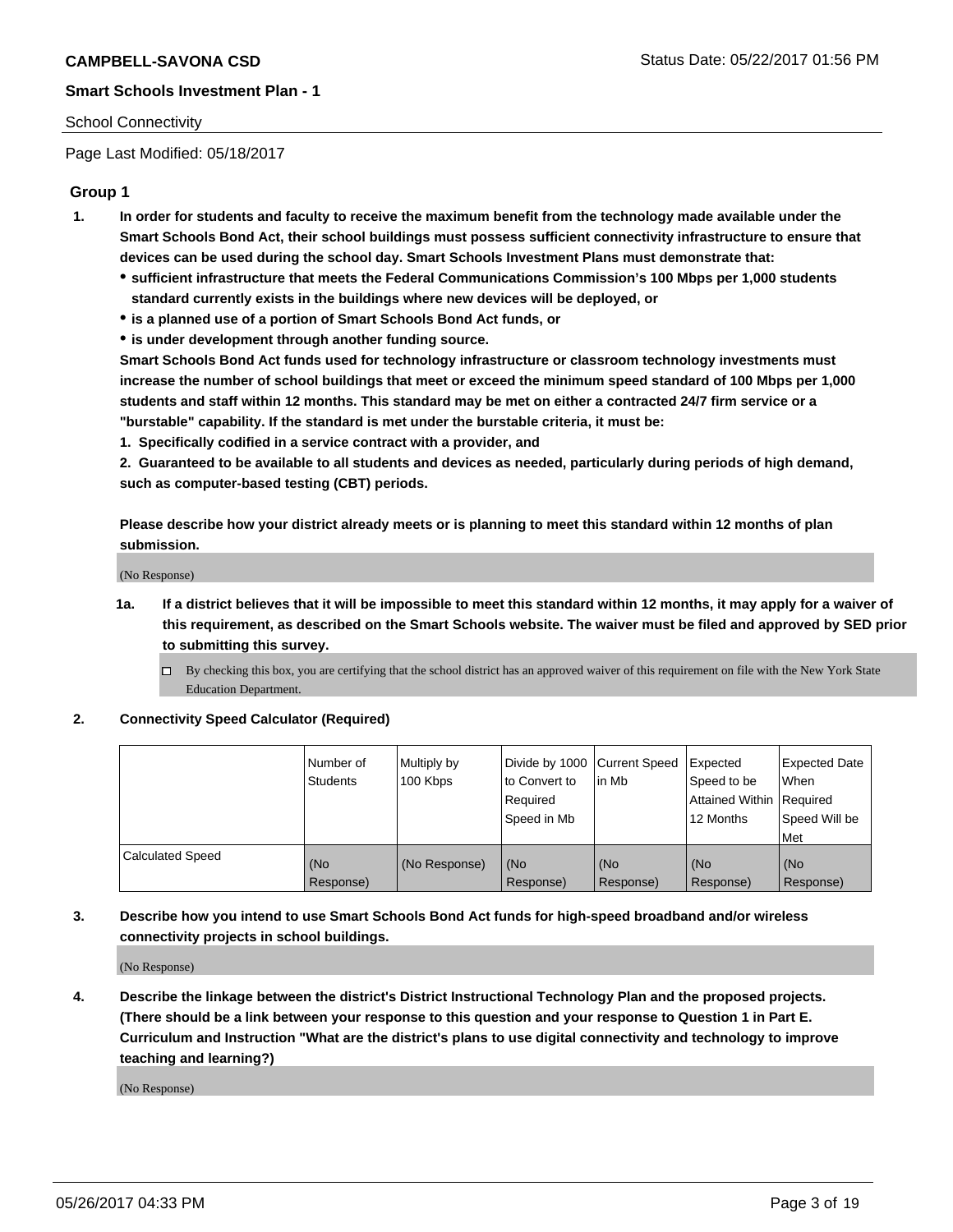**CAMPBELL-SAVONA CSD** Status Date: 05/22/2017 01:56 PM

**Smart Schools Investment Plan - 1**

School Connectivity

Page Last Modified: 05/18/2017

### Group 1

1. **In order for students and faculty to receive the maximum benefit from the technology made available under the Smart Schools Bond Act, their school buildings must possess sufficient connectivity infrastructure to ensure that devices can be used during the school day. Smart Schools Investment Plans must demonstrate that:**
   - **sufficient infrastructure that meets the Federal Communications Commission's 100 Mbps per 1,000 students standard currently exists in the buildings where new devices will be deployed, or**
   - **is a planned use of a portion of Smart Schools Bond Act funds, or**
   - **is under development through another funding source.**

   **Smart Schools Bond Act funds used for technology infrastructure or classroom technology investments must increase the number of school buildings that meet or exceed the minimum speed standard of 100 Mbps per 1,000 students and staff within 12 months. This standard may be met on either a contracted 24/7 firm service or a "burstable" capability. If the standard is met under the burstable criteria, it must be:**

   **1. Specifically codified in a service contract with a provider, and**

   **2. Guaranteed to be available to all students and devices as needed, particularly during periods of high demand, such as computer-based testing (CBT) periods.**

   **Please describe how your district already meets or is planning to meet this standard within 12 months of plan submission.**

   (No Response)

   1a. **If a district believes that it will be impossible to meet this standard within 12 months, it may apply for a waiver of this requirement, as described on the Smart Schools website. The waiver must be filed and approved by SED prior to submitting this survey.**

   ☐ By checking this box, you are certifying that the school district has an approved waiver of this requirement on file with the New York State Education Department.

2. **Connectivity Speed Calculator (Required)**

| | Number of Students | Multiply by 100 Kbps | Divide by 1000 to Convert to Required Speed in Mb | Current Speed in Mb | Expected Speed to be Attained Within 12 Months | Expected Date When Required Speed Will be Met |
|---|---|---|---|---|---|---|
| Calculated Speed | (No Response) | (No Response) | (No Response) | (No Response) | (No Response) | (No Response) |

3. **Describe how you intend to use Smart Schools Bond Act funds for high-speed broadband and/or wireless connectivity projects in school buildings.**

   (No Response)

4. **Describe the linkage between the district's District Instructional Technology Plan and the proposed projects. (There should be a link between your response to this question and your response to Question 1 in Part E. Curriculum and Instruction "What are the district's plans to use digital connectivity and technology to improve teaching and learning?)**

   (No Response)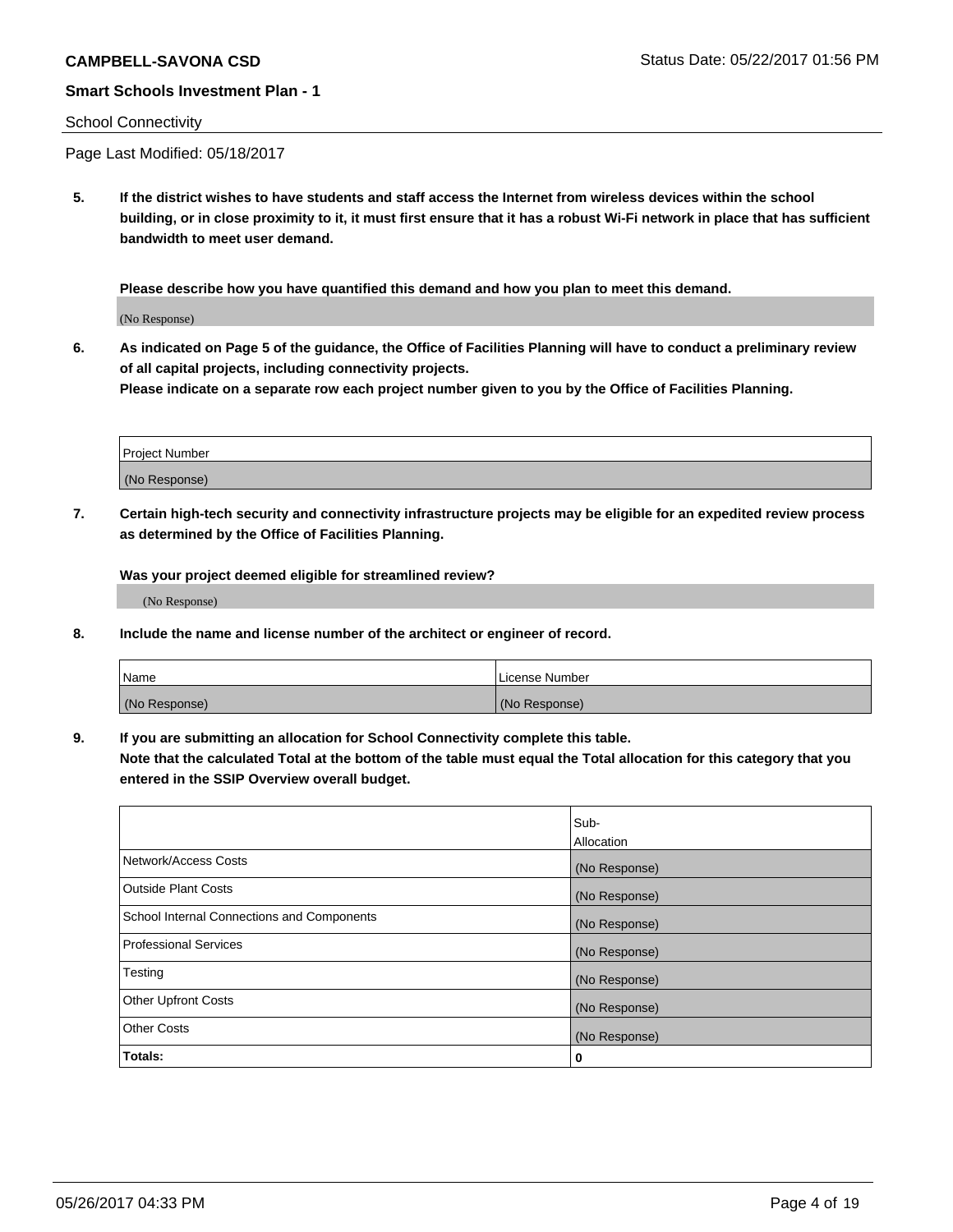School Connectivity

Page Last Modified: 05/18/2017

**5. If the district wishes to have students and staff access the Internet from wireless devices within the school building, or in close proximity to it, it must first ensure that it has a robust Wi-Fi network in place that has sufficient bandwidth to meet user demand.**

**Please describe how you have quantified this demand and how you plan to meet this demand.**

(No Response)

**6. As indicated on Page 5 of the guidance, the Office of Facilities Planning will have to conduct a preliminary review of all capital projects, including connectivity projects.**
**Please indicate on a separate row each project number given to you by the Office of Facilities Planning.**

| Project Number |
| --- |
| (No Response) |

**7. Certain high-tech security and connectivity infrastructure projects may be eligible for an expedited review process as determined by the Office of Facilities Planning.**

**Was your project deemed eligible for streamlined review?**

(No Response)

**8. Include the name and license number of the architect or engineer of record.**

| Name | License Number |
| --- | --- |
| (No Response) | (No Response) |

**9. If you are submitting an allocation for School Connectivity complete this table.**
**Note that the calculated Total at the bottom of the table must equal the Total allocation for this category that you entered in the SSIP Overview overall budget.**

| | Sub-Allocation |
| --- | --- |
| Network/Access Costs | (No Response) |
| Outside Plant Costs | (No Response) |
| School Internal Connections and Components | (No Response) |
| Professional Services | (No Response) |
| Testing | (No Response) |
| Other Upfront Costs | (No Response) |
| Other Costs | (No Response) |
| **Totals:** | **0** |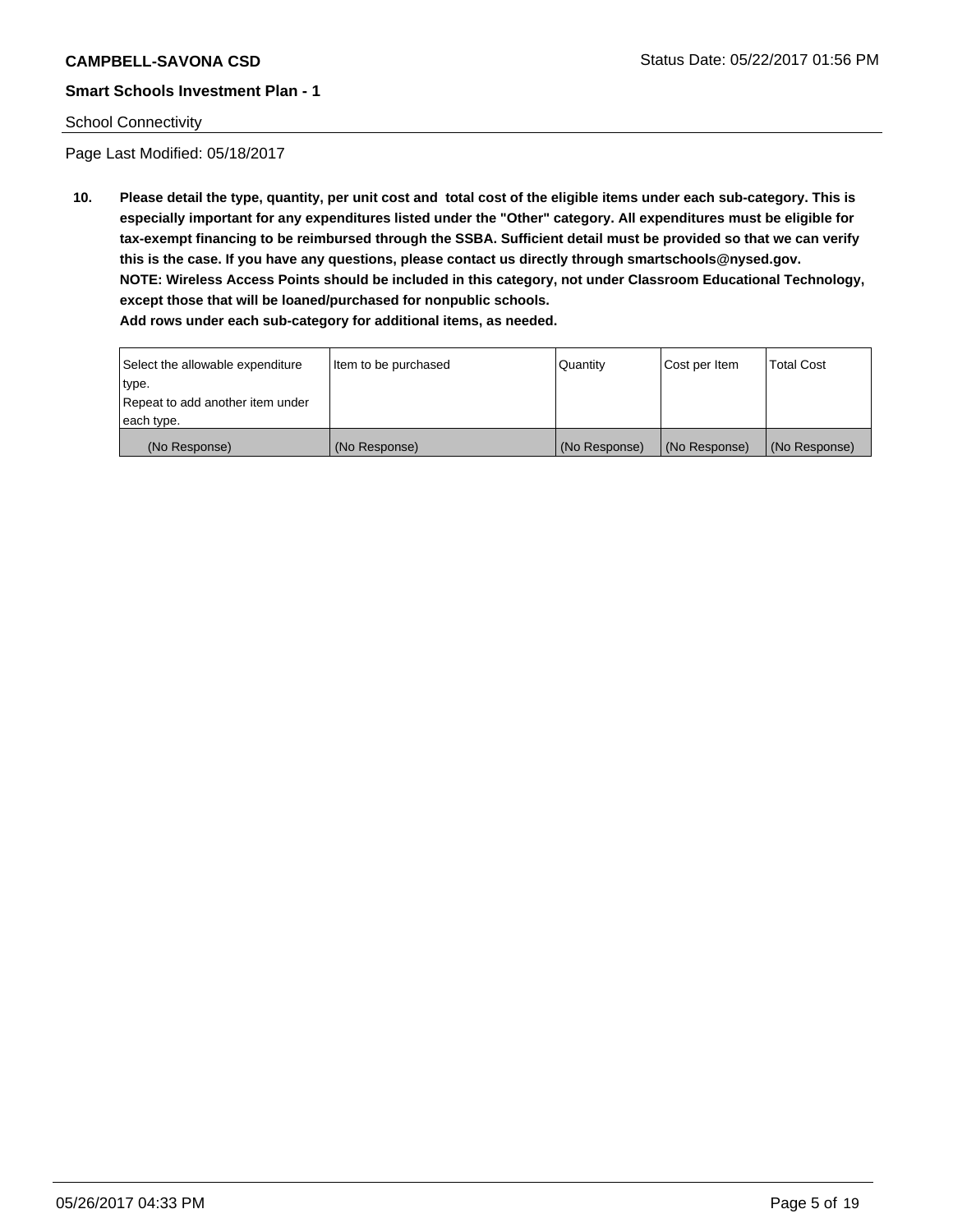**CAMPBELL-SAVONA CSD** Status Date: 05/22/2017 01:56 PM

**Smart Schools Investment Plan - 1**

School Connectivity

Page Last Modified: 05/18/2017

**10. Please detail the type, quantity, per unit cost and total cost of the eligible items under each sub-category. This is especially important for any expenditures listed under the "Other" category. All expenditures must be eligible for tax-exempt financing to be reimbursed through the SSBA. Sufficient detail must be provided so that we can verify this is the case. If you have any questions, please contact us directly through smartschools@nysed.gov.**
**NOTE: Wireless Access Points should be included in this category, not under Classroom Educational Technology, except those that will be loaned/purchased for nonpublic schools.**
**Add rows under each sub-category for additional items, as needed.**

| Select the allowable expenditure type. Repeat to add another item under each type. | Item to be purchased | Quantity | Cost per Item | Total Cost |
|---|---|---|---|---|
| (No Response) | (No Response) | (No Response) | (No Response) | (No Response) |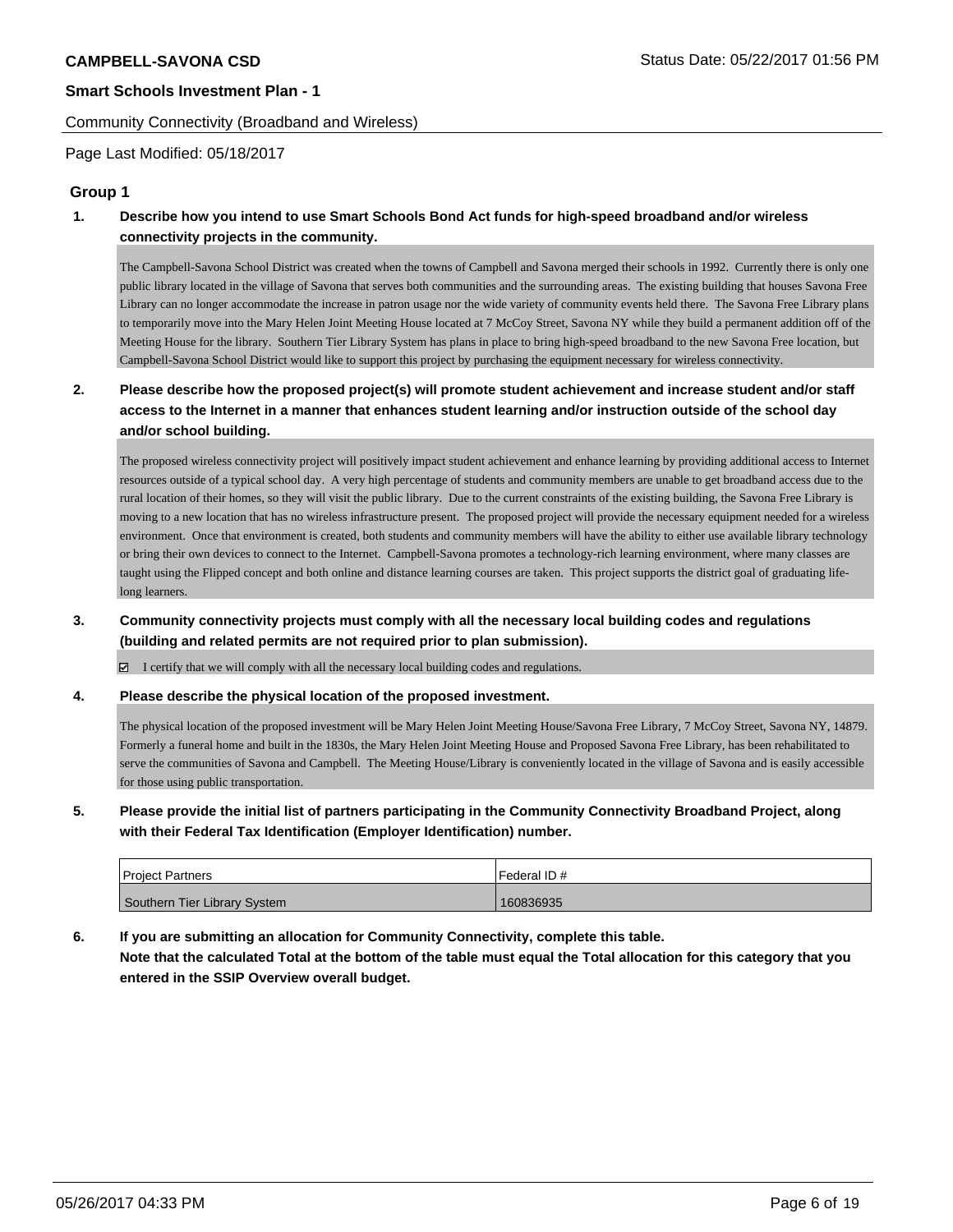**CAMPBELL-SAVONA CSD** Status Date: 05/22/2017 01:56 PM

**Smart Schools Investment Plan - 1**

Community Connectivity (Broadband and Wireless)

Page Last Modified: 05/18/2017

## Group 1

**1. Describe how you intend to use Smart Schools Bond Act funds for high-speed broadband and/or wireless connectivity projects in the community.**

The Campbell-Savona School District was created when the towns of Campbell and Savona merged their schools in 1992. Currently there is only one public library located in the village of Savona that serves both communities and the surrounding areas. The existing building that houses Savona Free Library can no longer accommodate the increase in patron usage nor the wide variety of community events held there. The Savona Free Library plans to temporarily move into the Mary Helen Joint Meeting House located at 7 McCoy Street, Savona NY while they build a permanent addition off of the Meeting House for the library. Southern Tier Library System has plans in place to bring high-speed broadband to the new Savona Free location, but Campbell-Savona School District would like to support this project by purchasing the equipment necessary for wireless connectivity.

**2. Please describe how the proposed project(s) will promote student achievement and increase student and/or staff access to the Internet in a manner that enhances student learning and/or instruction outside of the school day and/or school building.**

The proposed wireless connectivity project will positively impact student achievement and enhance learning by providing additional access to Internet resources outside of a typical school day. A very high percentage of students and community members are unable to get broadband access due to the rural location of their homes, so they will visit the public library. Due to the current constraints of the existing building, the Savona Free Library is moving to a new location that has no wireless infrastructure present. The proposed project will provide the necessary equipment needed for a wireless environment. Once that environment is created, both students and community members will have the ability to either use available library technology or bring their own devices to connect to the Internet. Campbell-Savona promotes a technology-rich learning environment, where many classes are taught using the Flipped concept and both online and distance learning courses are taken. This project supports the district goal of graduating life-long learners.

**3. Community connectivity projects must comply with all the necessary local building codes and regulations (building and related permits are not required prior to plan submission).**

☑ I certify that we will comply with all the necessary local building codes and regulations.

**4. Please describe the physical location of the proposed investment.**

The physical location of the proposed investment will be Mary Helen Joint Meeting House/Savona Free Library, 7 McCoy Street, Savona NY, 14879. Formerly a funeral home and built in the 1830s, the Mary Helen Joint Meeting House and Proposed Savona Free Library, has been rehabilitated to serve the communities of Savona and Campbell. The Meeting House/Library is conveniently located in the village of Savona and is easily accessible for those using public transportation.

**5. Please provide the initial list of partners participating in the Community Connectivity Broadband Project, along with their Federal Tax Identification (Employer Identification) number.**

| Project Partners | Federal ID # |
|---|---|
| Southern Tier Library System | 160836935 |

**6. If you are submitting an allocation for Community Connectivity, complete this table. Note that the calculated Total at the bottom of the table must equal the Total allocation for this category that you entered in the SSIP Overview overall budget.**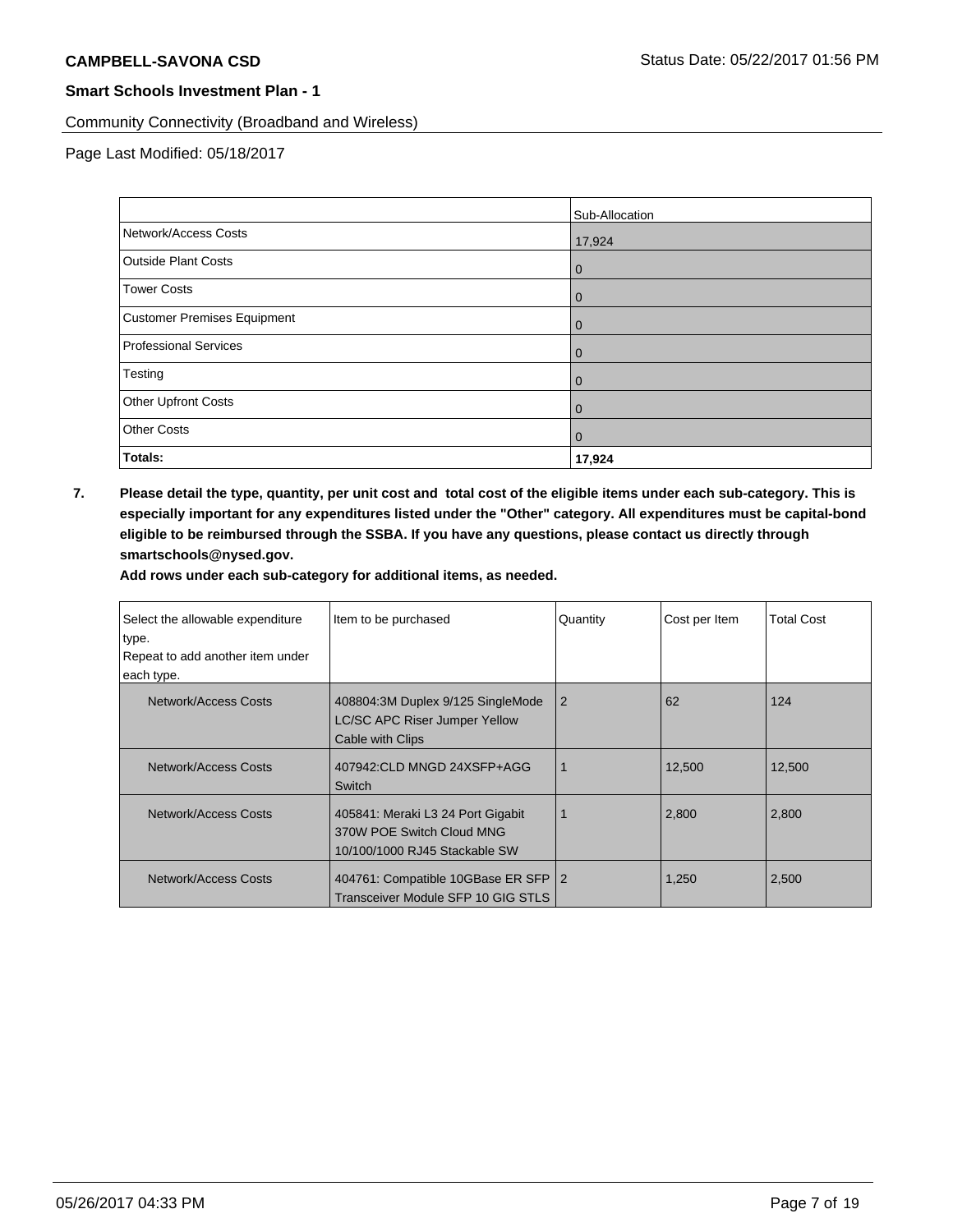Community Connectivity (Broadband and Wireless)

Page Last Modified: 05/18/2017

| | Sub-Allocation |
|---|---|
| Network/Access Costs | 17,924 |
| Outside Plant Costs | 0 |
| Tower Costs | 0 |
| Customer Premises Equipment | 0 |
| Professional Services | 0 |
| Testing | 0 |
| Other Upfront Costs | 0 |
| Other Costs | 0 |
| **Totals:** | **17,924** |

**7. Please detail the type, quantity, per unit cost and total cost of the eligible items under each sub-category. This is especially important for any expenditures listed under the "Other" category. All expenditures must be capital-bond eligible to be reimbursed through the SSBA. If you have any questions, please contact us directly through smartschools@nysed.gov.**

**Add rows under each sub-category for additional items, as needed.**

| Select the allowable expenditure type. Repeat to add another item under each type. | Item to be purchased | Quantity | Cost per Item | Total Cost |
|---|---|---|---|---|
| Network/Access Costs | 408804:3M Duplex 9/125 SingleMode LC/SC APC Riser Jumper Yellow Cable with Clips | 2 | 62 | 124 |
| Network/Access Costs | 407942:CLD MNGD 24XSFP+AGG Switch | 1 | 12,500 | 12,500 |
| Network/Access Costs | 405841: Meraki L3 24 Port Gigabit 370W POE Switch Cloud MNG 10/100/1000 RJ45 Stackable SW | 1 | 2,800 | 2,800 |
| Network/Access Costs | 404761: Compatible 10GBase ER SFP Transceiver Module SFP 10 GIG STLS | 2 | 1,250 | 2,500 |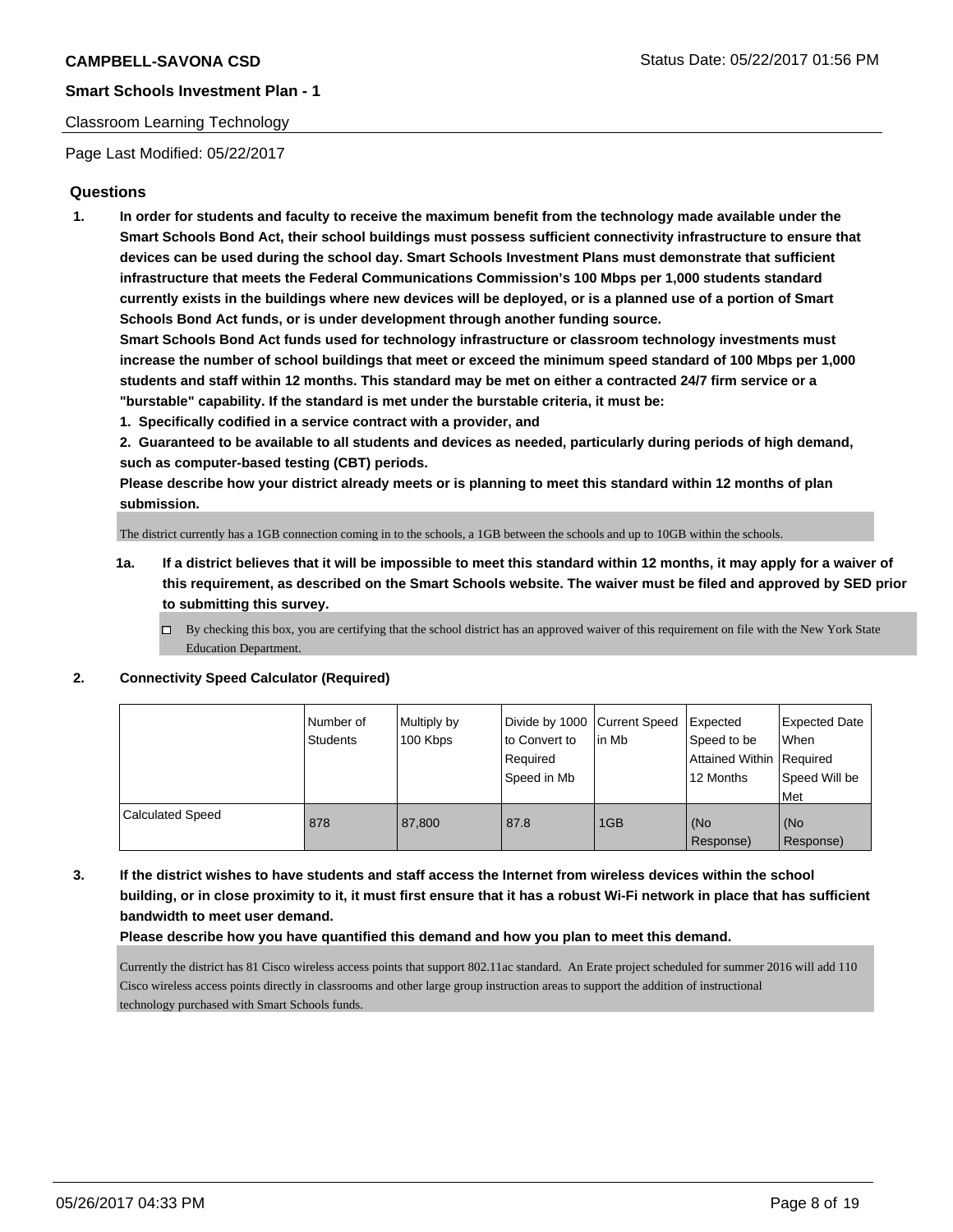**CAMPBELL-SAVONA CSD**

**Smart Schools Investment Plan - 1**

Classroom Learning Technology

Page Last Modified: 05/22/2017

## Questions

1. **In order for students and faculty to receive the maximum benefit from the technology made available under the Smart Schools Bond Act, their school buildings must possess sufficient connectivity infrastructure to ensure that devices can be used during the school day. Smart Schools Investment Plans must demonstrate that sufficient infrastructure that meets the Federal Communications Commission's 100 Mbps per 1,000 students standard currently exists in the buildings where new devices will be deployed, or is a planned use of a portion of Smart Schools Bond Act funds, or is under development through another funding source.**

   **Smart Schools Bond Act funds used for technology infrastructure or classroom technology investments must increase the number of school buildings that meet or exceed the minimum speed standard of 100 Mbps per 1,000 students and staff within 12 months. This standard may be met on either a contracted 24/7 firm service or a "burstable" capability. If the standard is met under the burstable criteria, it must be:**

   **1. Specifically codified in a service contract with a provider, and**

   **2. Guaranteed to be available to all students and devices as needed, particularly during periods of high demand, such as computer-based testing (CBT) periods.**

   **Please describe how your district already meets or is planning to meet this standard within 12 months of plan submission.**

   The district currently has a 1GB connection coming in to the schools, a 1GB between the schools and up to 10GB within the schools.

   **1a. If a district believes that it will be impossible to meet this standard within 12 months, it may apply for a waiver of this requirement, as described on the Smart Schools website. The waiver must be filed and approved by SED prior to submitting this survey.**

   ☐ By checking this box, you are certifying that the school district has an approved waiver of this requirement on file with the New York State Education Department.

2. **Connectivity Speed Calculator (Required)**

| | Number of Students | Multiply by 100 Kbps | Divide by 1000 to Convert to Required Speed in Mb | Current Speed in Mb | Expected Speed to be Attained Within 12 Months | Expected Date When Required Speed Will be Met |
|---|---|---|---|---|---|---|
| Calculated Speed | 878 | 87,800 | 87.8 | 1GB | (No Response) | (No Response) |

3. **If the district wishes to have students and staff access the Internet from wireless devices within the school building, or in close proximity to it, it must first ensure that it has a robust Wi-Fi network in place that has sufficient bandwidth to meet user demand.**

   **Please describe how you have quantified this demand and how you plan to meet this demand.**

   Currently the district has 81 Cisco wireless access points that support 802.11ac standard. An Erate project scheduled for summer 2016 will add 110 Cisco wireless access points directly in classrooms and other large group instruction areas to support the addition of instructional technology purchased with Smart Schools funds.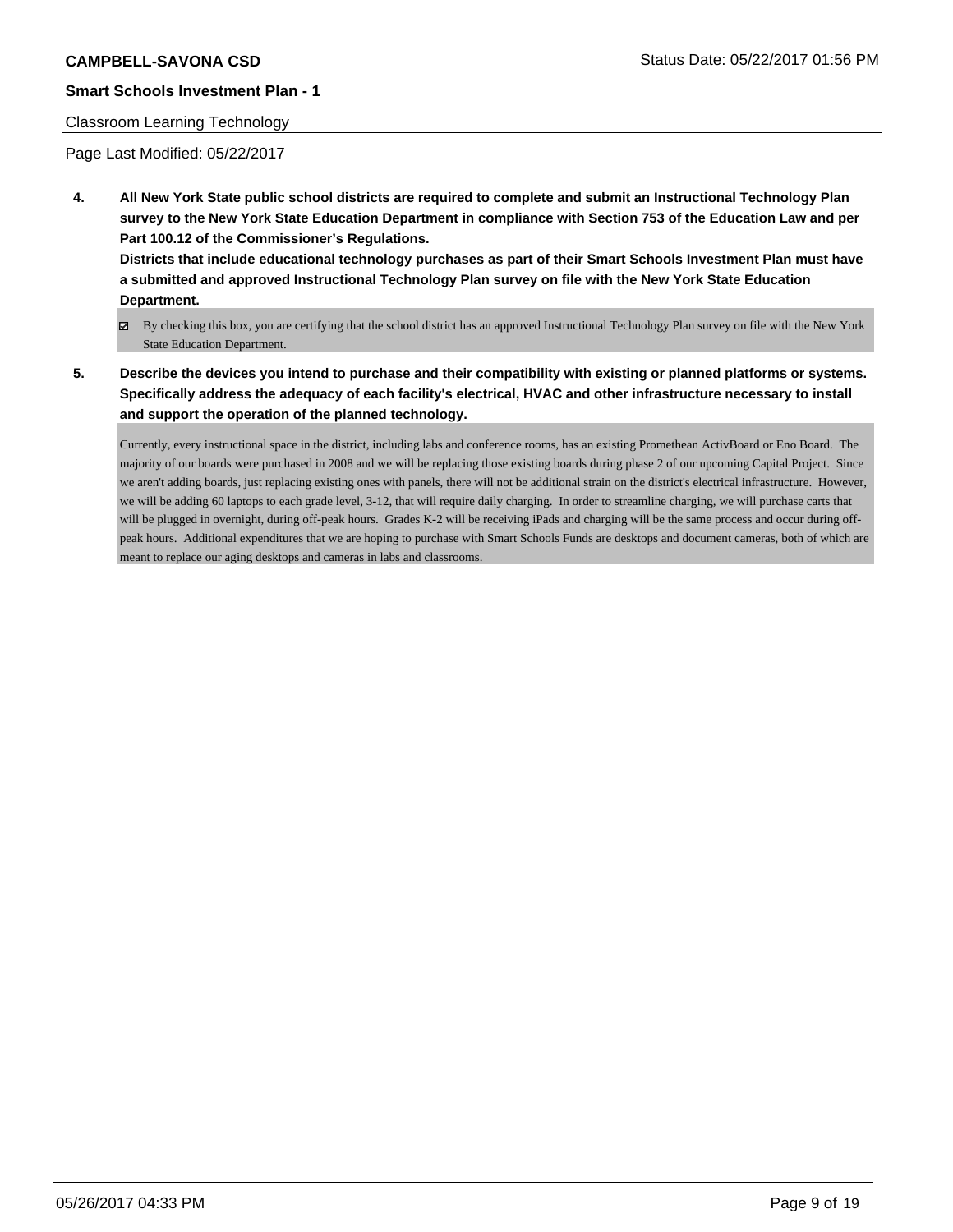**CAMPBELL-SAVONA CSD** Status Date: 05/22/2017 01:56 PM

**Smart Schools Investment Plan - 1**

Classroom Learning Technology

Page Last Modified: 05/22/2017

**4. All New York State public school districts are required to complete and submit an Instructional Technology Plan survey to the New York State Education Department in compliance with Section 753 of the Education Law and per Part 100.12 of the Commissioner's Regulations.**
**Districts that include educational technology purchases as part of their Smart Schools Investment Plan must have a submitted and approved Instructional Technology Plan survey on file with the New York State Education Department.**

- ☑ By checking this box, you are certifying that the school district has an approved Instructional Technology Plan survey on file with the New York State Education Department.

**5. Describe the devices you intend to purchase and their compatibility with existing or planned platforms or systems. Specifically address the adequacy of each facility's electrical, HVAC and other infrastructure necessary to install and support the operation of the planned technology.**

Currently, every instructional space in the district, including labs and conference rooms, has an existing Promethean ActivBoard or Eno Board. The majority of our boards were purchased in 2008 and we will be replacing those existing boards during phase 2 of our upcoming Capital Project. Since we aren't adding boards, just replacing existing ones with panels, there will not be additional strain on the district's electrical infrastructure. However, we will be adding 60 laptops to each grade level, 3-12, that will require daily charging. In order to streamline charging, we will purchase carts that will be plugged in overnight, during off-peak hours. Grades K-2 will be receiving iPads and charging will be the same process and occur during off-peak hours. Additional expenditures that we are hoping to purchase with Smart Schools Funds are desktops and document cameras, both of which are meant to replace our aging desktops and cameras in labs and classrooms.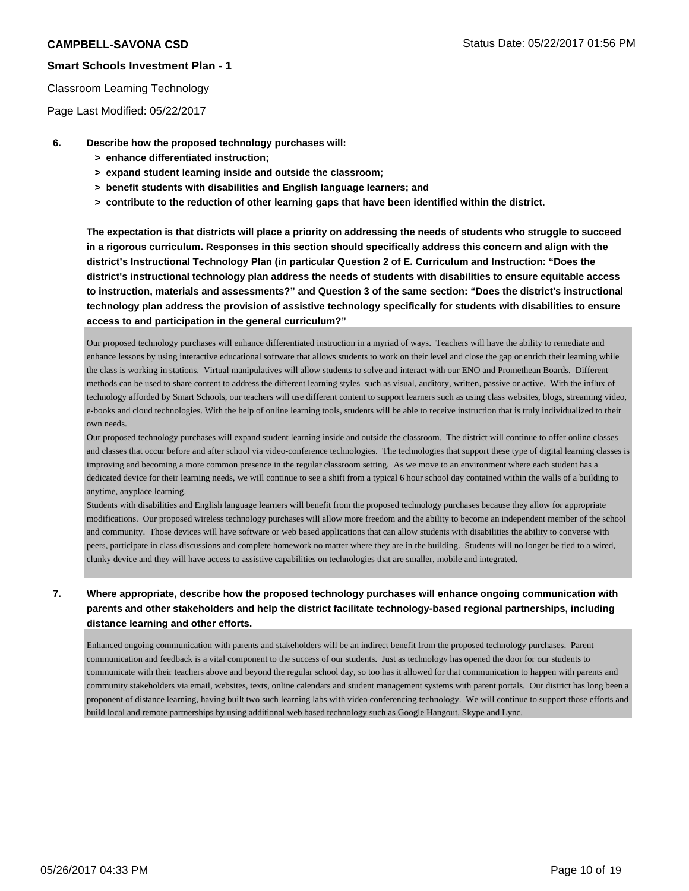Classroom Learning Technology

Page Last Modified: 05/22/2017

**6. Describe how the proposed technology purchases will:**
- **> enhance differentiated instruction;**
- **> expand student learning inside and outside the classroom;**
- **> benefit students with disabilities and English language learners; and**
- **> contribute to the reduction of other learning gaps that have been identified within the district.**

**The expectation is that districts will place a priority on addressing the needs of students who struggle to succeed in a rigorous curriculum. Responses in this section should specifically address this concern and align with the district's Instructional Technology Plan (in particular Question 2 of E. Curriculum and Instruction: "Does the district's instructional technology plan address the needs of students with disabilities to ensure equitable access to instruction, materials and assessments?" and Question 3 of the same section: "Does the district's instructional technology plan address the provision of assistive technology specifically for students with disabilities to ensure access to and participation in the general curriculum?"**

Our proposed technology purchases will enhance differentiated instruction in a myriad of ways. Teachers will have the ability to remediate and enhance lessons by using interactive educational software that allows students to work on their level and close the gap or enrich their learning while the class is working in stations. Virtual manipulatives will allow students to solve and interact with our ENO and Promethean Boards. Different methods can be used to share content to address the different learning styles such as visual, auditory, written, passive or active. With the influx of technology afforded by Smart Schools, our teachers will use different content to support learners such as using class websites, blogs, streaming video, e-books and cloud technologies. With the help of online learning tools, students will be able to receive instruction that is truly individualized to their own needs.

Our proposed technology purchases will expand student learning inside and outside the classroom. The district will continue to offer online classes and classes that occur before and after school via video-conference technologies. The technologies that support these type of digital learning classes is improving and becoming a more common presence in the regular classroom setting. As we move to an environment where each student has a dedicated device for their learning needs, we will continue to see a shift from a typical 6 hour school day contained within the walls of a building to anytime, anyplace learning.

Students with disabilities and English language learners will benefit from the proposed technology purchases because they allow for appropriate modifications. Our proposed wireless technology purchases will allow more freedom and the ability to become an independent member of the school and community. Those devices will have software or web based applications that can allow students with disabilities the ability to converse with peers, participate in class discussions and complete homework no matter where they are in the building. Students will no longer be tied to a wired, clunky device and they will have access to assistive capabilities on technologies that are smaller, mobile and integrated.

**7. Where appropriate, describe how the proposed technology purchases will enhance ongoing communication with parents and other stakeholders and help the district facilitate technology-based regional partnerships, including distance learning and other efforts.**

Enhanced ongoing communication with parents and stakeholders will be an indirect benefit from the proposed technology purchases. Parent communication and feedback is a vital component to the success of our students. Just as technology has opened the door for our students to communicate with their teachers above and beyond the regular school day, so too has it allowed for that communication to happen with parents and community stakeholders via email, websites, texts, online calendars and student management systems with parent portals. Our district has long been a proponent of distance learning, having built two such learning labs with video conferencing technology. We will continue to support those efforts and build local and remote partnerships by using additional web based technology such as Google Hangout, Skype and Lync.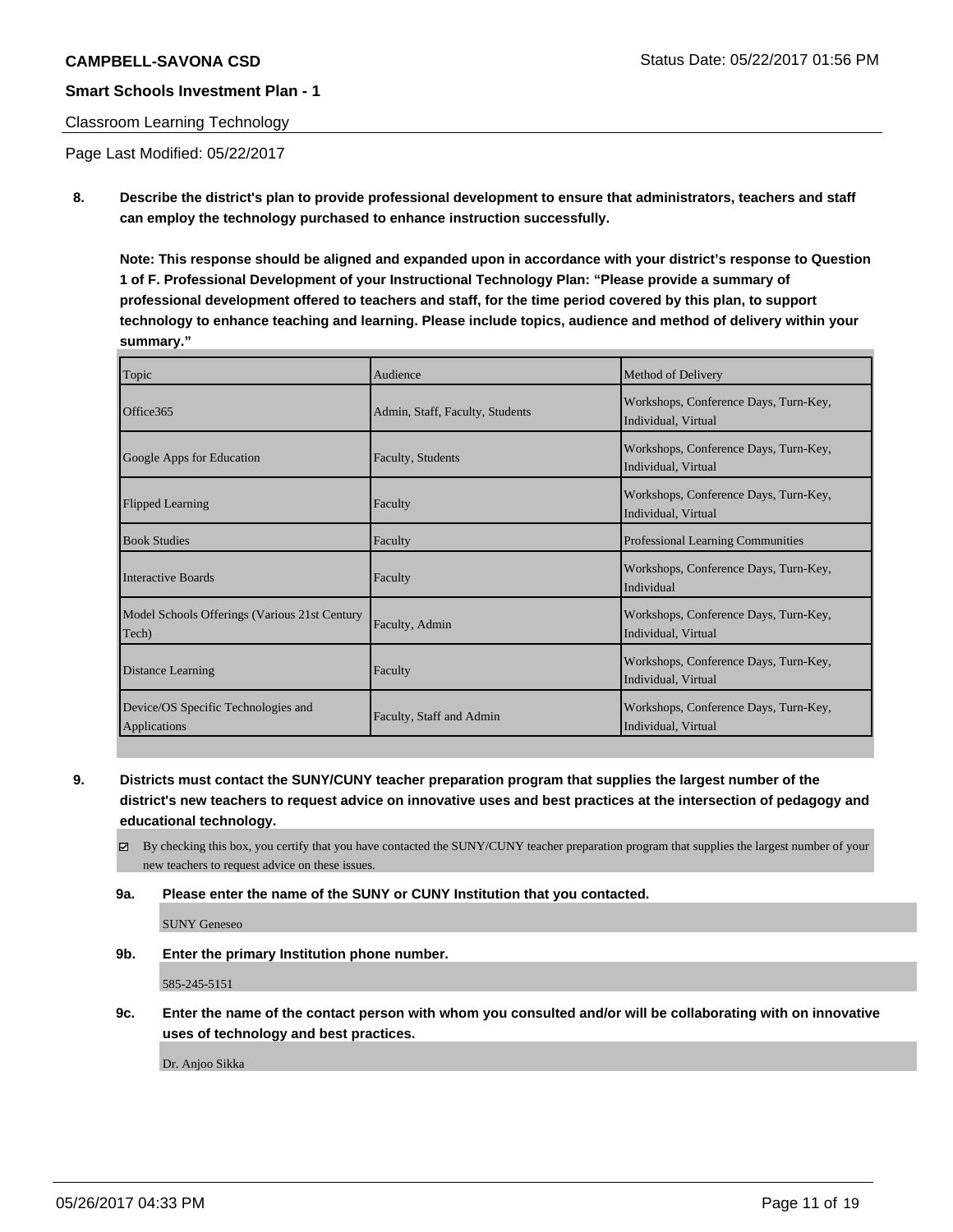Classroom Learning Technology

Page Last Modified: 05/22/2017

**8. Describe the district's plan to provide professional development to ensure that administrators, teachers and staff can employ the technology purchased to enhance instruction successfully.**

**Note: This response should be aligned and expanded upon in accordance with your district's response to Question 1 of F. Professional Development of your Instructional Technology Plan: "Please provide a summary of professional development offered to teachers and staff, for the time period covered by this plan, to support technology to enhance teaching and learning. Please include topics, audience and method of delivery within your summary."**

| Topic | Audience | Method of Delivery |
|---|---|---|
| Office365 | Admin, Staff, Faculty, Students | Workshops, Conference Days, Turn-Key, Individual, Virtual |
| Google Apps for Education | Faculty, Students | Workshops, Conference Days, Turn-Key, Individual, Virtual |
| Flipped Learning | Faculty | Workshops, Conference Days, Turn-Key, Individual, Virtual |
| Book Studies | Faculty | Professional Learning Communities |
| Interactive Boards | Faculty | Workshops, Conference Days, Turn-Key, Individual |
| Model Schools Offerings (Various 21st Century Tech) | Faculty, Admin | Workshops, Conference Days, Turn-Key, Individual, Virtual |
| Distance Learning | Faculty | Workshops, Conference Days, Turn-Key, Individual, Virtual |
| Device/OS Specific Technologies and Applications | Faculty, Staff and Admin | Workshops, Conference Days, Turn-Key, Individual, Virtual |

**9. Districts must contact the SUNY/CUNY teacher preparation program that supplies the largest number of the district's new teachers to request advice on innovative uses and best practices at the intersection of pedagogy and educational technology.**

☑ By checking this box, you certify that you have contacted the SUNY/CUNY teacher preparation program that supplies the largest number of your new teachers to request advice on these issues.

**9a. Please enter the name of the SUNY or CUNY Institution that you contacted.**

SUNY Geneseo

**9b. Enter the primary Institution phone number.**

585-245-5151

**9c. Enter the name of the contact person with whom you consulted and/or will be collaborating with on innovative uses of technology and best practices.**

Dr. Anjoo Sikka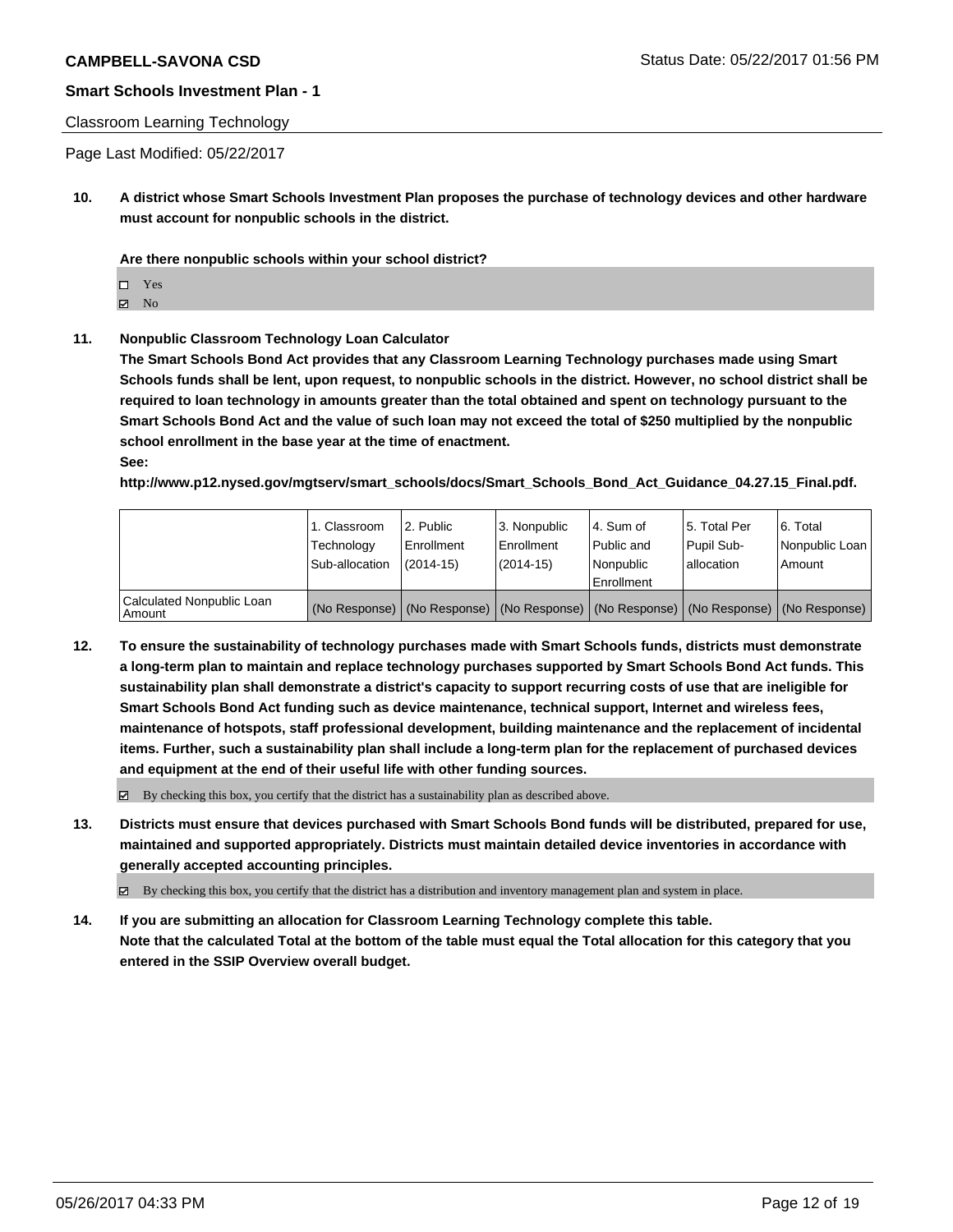**CAMPBELL-SAVONA CSD** Status Date: 05/22/2017 01:56 PM

**Smart Schools Investment Plan - 1**

Classroom Learning Technology

Page Last Modified: 05/22/2017

**10. A district whose Smart Schools Investment Plan proposes the purchase of technology devices and other hardware must account for nonpublic schools in the district.**

**Are there nonpublic schools within your school district?**

- ☐ Yes
- ☑ No

**11. Nonpublic Classroom Technology Loan Calculator**

**The Smart Schools Bond Act provides that any Classroom Learning Technology purchases made using Smart Schools funds shall be lent, upon request, to nonpublic schools in the district. However, no school district shall be required to loan technology in amounts greater than the total obtained and spent on technology pursuant to the Smart Schools Bond Act and the value of such loan may not exceed the total of $250 multiplied by the nonpublic school enrollment in the base year at the time of enactment.**

**See:**

**http://www.p12.nysed.gov/mgtserv/smart_schools/docs/Smart_Schools_Bond_Act_Guidance_04.27.15_Final.pdf.**

| | 1. Classroom Technology Sub-allocation | 2. Public Enrollment (2014-15) | 3. Nonpublic Enrollment (2014-15) | 4. Sum of Public and Nonpublic Enrollment | 5. Total Per Pupil Sub-allocation | 6. Total Nonpublic Loan Amount |
|---|---|---|---|---|---|---|
| Calculated Nonpublic Loan Amount | (No Response) | (No Response) | (No Response) | (No Response) | (No Response) | (No Response) |

**12. To ensure the sustainability of technology purchases made with Smart Schools funds, districts must demonstrate a long-term plan to maintain and replace technology purchases supported by Smart Schools Bond Act funds. This sustainability plan shall demonstrate a district's capacity to support recurring costs of use that are ineligible for Smart Schools Bond Act funding such as device maintenance, technical support, Internet and wireless fees, maintenance of hotspots, staff professional development, building maintenance and the replacement of incidental items. Further, such a sustainability plan shall include a long-term plan for the replacement of purchased devices and equipment at the end of their useful life with other funding sources.**

☑ By checking this box, you certify that the district has a sustainability plan as described above.

**13. Districts must ensure that devices purchased with Smart Schools Bond funds will be distributed, prepared for use, maintained and supported appropriately. Districts must maintain detailed device inventories in accordance with generally accepted accounting principles.**

☑ By checking this box, you certify that the district has a distribution and inventory management plan and system in place.

**14. If you are submitting an allocation for Classroom Learning Technology complete this table. Note that the calculated Total at the bottom of the table must equal the Total allocation for this category that you entered in the SSIP Overview overall budget.**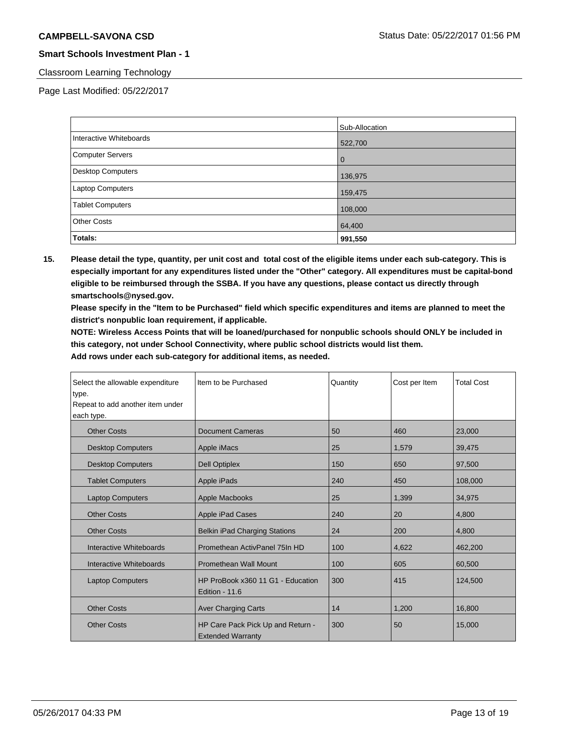**CAMPBELL-SAVONA CSD**

Status Date: 05/22/2017 01:56 PM

**Smart Schools Investment Plan - 1**

Classroom Learning Technology

Page Last Modified: 05/22/2017

| | Sub-Allocation |
|---|---|
| Interactive Whiteboards | 522,700 |
| Computer Servers | 0 |
| Desktop Computers | 136,975 |
| Laptop Computers | 159,475 |
| Tablet Computers | 108,000 |
| Other Costs | 64,400 |
| **Totals:** | **991,550** |

**15. Please detail the type, quantity, per unit cost and total cost of the eligible items under each sub-category. This is especially important for any expenditures listed under the "Other" category. All expenditures must be capital-bond eligible to be reimbursed through the SSBA. If you have any questions, please contact us directly through smartschools@nysed.gov.**

**Please specify in the "Item to be Purchased" field which specific expenditures and items are planned to meet the district's nonpublic loan requirement, if applicable.**

**NOTE: Wireless Access Points that will be loaned/purchased for nonpublic schools should ONLY be included in this category, not under School Connectivity, where public school districts would list them.**

**Add rows under each sub-category for additional items, as needed.**

| Select the allowable expenditure type. Repeat to add another item under each type. | Item to be Purchased | Quantity | Cost per Item | Total Cost |
|---|---|---|---|---|
| Other Costs | Document Cameras | 50 | 460 | 23,000 |
| Desktop Computers | Apple iMacs | 25 | 1,579 | 39,475 |
| Desktop Computers | Dell Optiplex | 150 | 650 | 97,500 |
| Tablet Computers | Apple iPads | 240 | 450 | 108,000 |
| Laptop Computers | Apple Macbooks | 25 | 1,399 | 34,975 |
| Other Costs | Apple iPad Cases | 240 | 20 | 4,800 |
| Other Costs | Belkin iPad Charging Stations | 24 | 200 | 4,800 |
| Interactive Whiteboards | Promethean ActivPanel 75In HD | 100 | 4,622 | 462,200 |
| Interactive Whiteboards | Promethean Wall Mount | 100 | 605 | 60,500 |
| Laptop Computers | HP ProBook x360 11 G1 - Education Edition - 11.6 | 300 | 415 | 124,500 |
| Other Costs | Aver Charging Carts | 14 | 1,200 | 16,800 |
| Other Costs | HP Care Pack Pick Up and Return - Extended Warranty | 300 | 50 | 15,000 |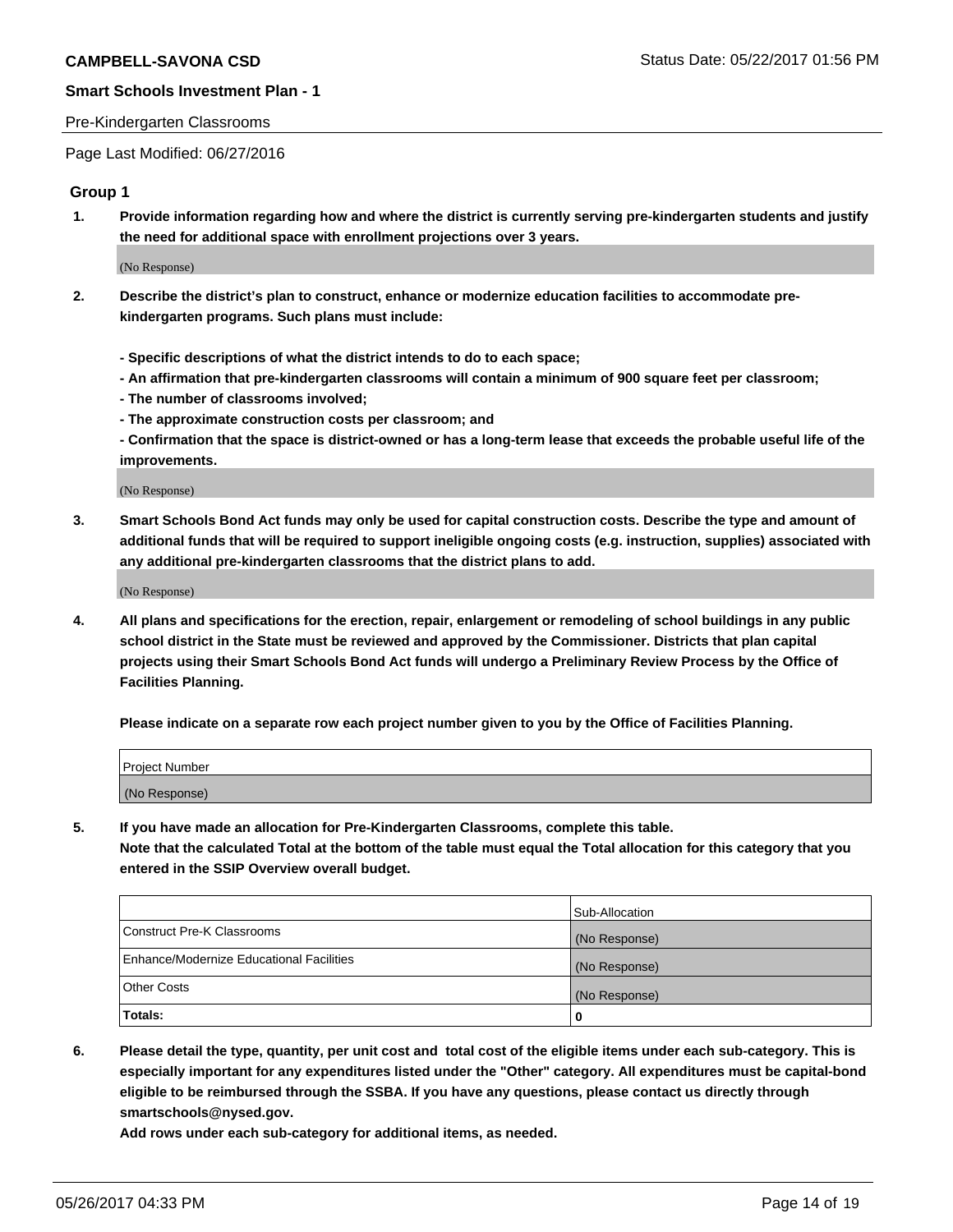Pre-Kindergarten Classrooms

Page Last Modified: 06/27/2016

## Group 1

**1. Provide information regarding how and where the district is currently serving pre-kindergarten students and justify the need for additional space with enrollment projections over 3 years.**

(No Response)

**2. Describe the district's plan to construct, enhance or modernize education facilities to accommodate pre-kindergarten programs. Such plans must include:**

**- Specific descriptions of what the district intends to do to each space;**
**- An affirmation that pre-kindergarten classrooms will contain a minimum of 900 square feet per classroom;**
**- The number of classrooms involved;**
**- The approximate construction costs per classroom; and**
**- Confirmation that the space is district-owned or has a long-term lease that exceeds the probable useful life of the improvements.**

(No Response)

**3. Smart Schools Bond Act funds may only be used for capital construction costs. Describe the type and amount of additional funds that will be required to support ineligible ongoing costs (e.g. instruction, supplies) associated with any additional pre-kindergarten classrooms that the district plans to add.**

(No Response)

**4. All plans and specifications for the erection, repair, enlargement or remodeling of school buildings in any public school district in the State must be reviewed and approved by the Commissioner. Districts that plan capital projects using their Smart Schools Bond Act funds will undergo a Preliminary Review Process by the Office of Facilities Planning.**

**Please indicate on a separate row each project number given to you by the Office of Facilities Planning.**

| Project Number |
| --- |
| (No Response) |

**5. If you have made an allocation for Pre-Kindergarten Classrooms, complete this table.**
**Note that the calculated Total at the bottom of the table must equal the Total allocation for this category that you entered in the SSIP Overview overall budget.**

| | Sub-Allocation |
| --- | --- |
| Construct Pre-K Classrooms | (No Response) |
| Enhance/Modernize Educational Facilities | (No Response) |
| Other Costs | (No Response) |
| **Totals:** | **0** |

**6. Please detail the type, quantity, per unit cost and total cost of the eligible items under each sub-category. This is especially important for any expenditures listed under the "Other" category. All expenditures must be capital-bond eligible to be reimbursed through the SSBA. If you have any questions, please contact us directly through smartschools@nysed.gov.**
**Add rows under each sub-category for additional items, as needed.**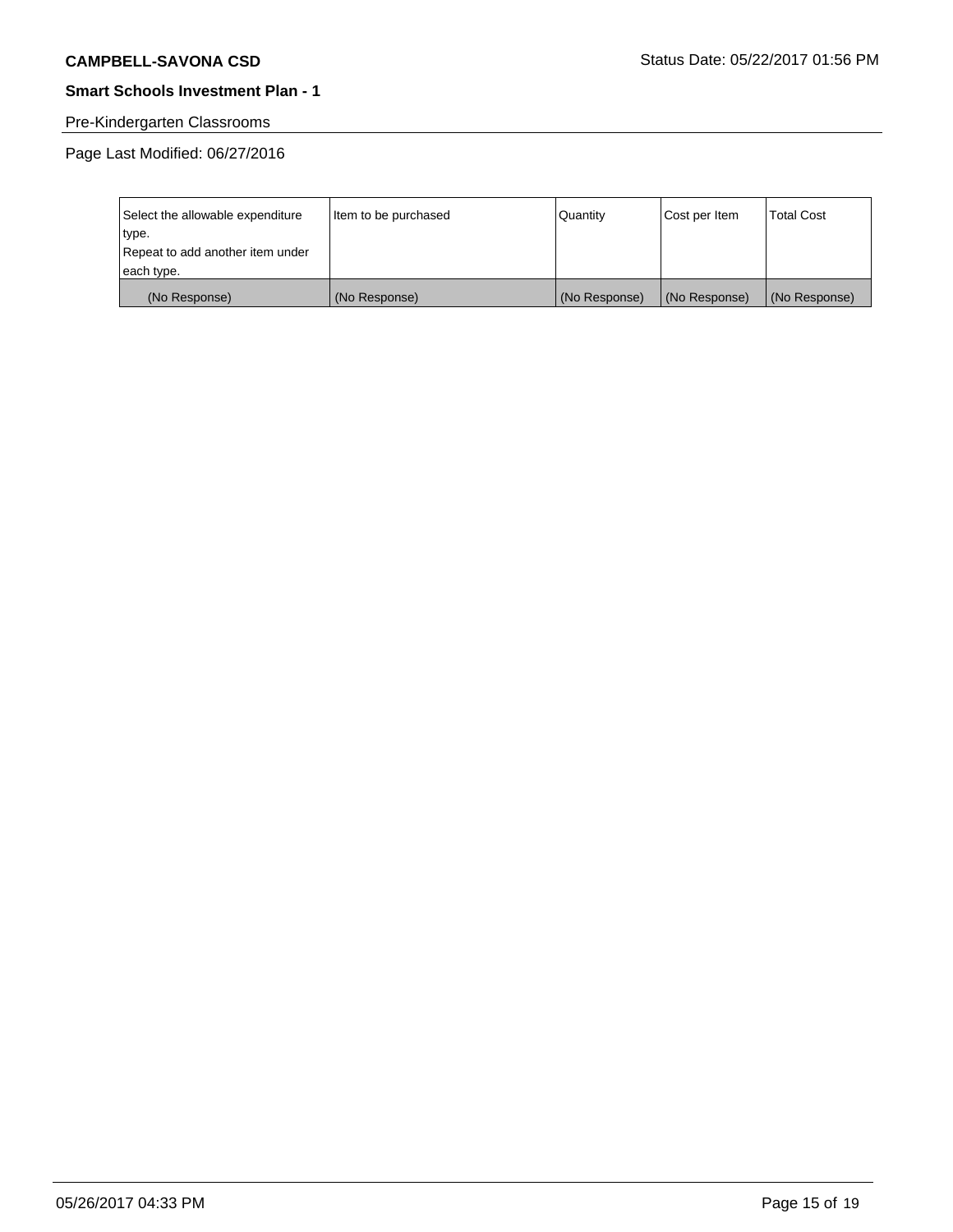Pre-Kindergarten Classrooms

Page Last Modified: 06/27/2016

| Select the allowable expenditure type. Repeat to add another item under each type. | Item to be purchased | Quantity | Cost per Item | Total Cost |
|---|---|---|---|---|
| (No Response) | (No Response) | (No Response) | (No Response) | (No Response) |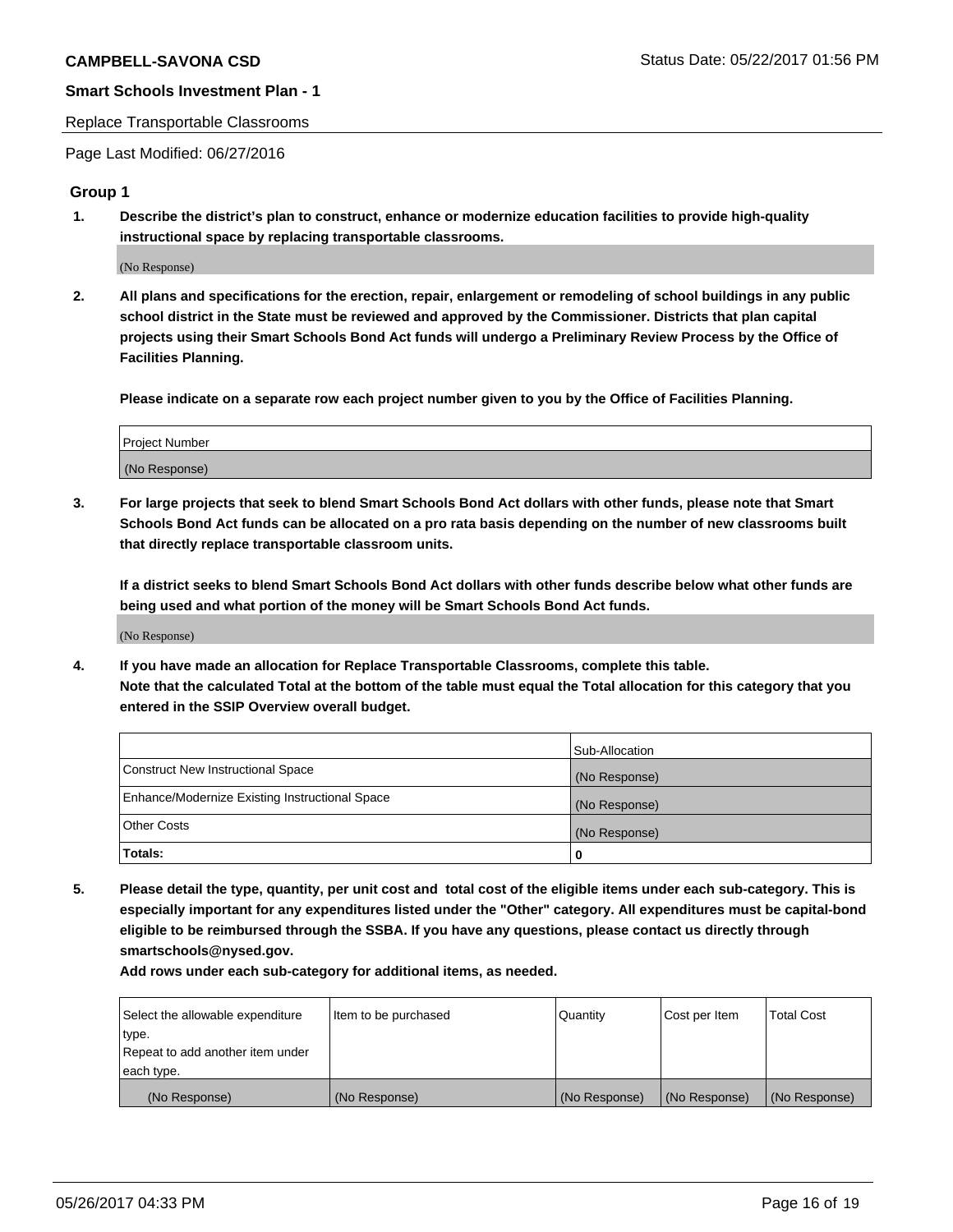**CAMPBELL-SAVONA CSD** Status Date: 05/22/2017 01:56 PM

**Smart Schools Investment Plan - 1**

Replace Transportable Classrooms

Page Last Modified: 06/27/2016

### Group 1

**1. Describe the district's plan to construct, enhance or modernize education facilities to provide high-quality instructional space by replacing transportable classrooms.**

(No Response)

**2. All plans and specifications for the erection, repair, enlargement or remodeling of school buildings in any public school district in the State must be reviewed and approved by the Commissioner. Districts that plan capital projects using their Smart Schools Bond Act funds will undergo a Preliminary Review Process by the Office of Facilities Planning.**

**Please indicate on a separate row each project number given to you by the Office of Facilities Planning.**

| Project Number |
|---|
| (No Response) |

**3. For large projects that seek to blend Smart Schools Bond Act dollars with other funds, please note that Smart Schools Bond Act funds can be allocated on a pro rata basis depending on the number of new classrooms built that directly replace transportable classroom units.**

**If a district seeks to blend Smart Schools Bond Act dollars with other funds describe below what other funds are being used and what portion of the money will be Smart Schools Bond Act funds.**

(No Response)

**4. If you have made an allocation for Replace Transportable Classrooms, complete this table. Note that the calculated Total at the bottom of the table must equal the Total allocation for this category that you entered in the SSIP Overview overall budget.**

| | Sub-Allocation |
|---|---|
| Construct New Instructional Space | (No Response) |
| Enhance/Modernize Existing Instructional Space | (No Response) |
| Other Costs | (No Response) |
| **Totals:** | **0** |

**5. Please detail the type, quantity, per unit cost and total cost of the eligible items under each sub-category. This is especially important for any expenditures listed under the "Other" category. All expenditures must be capital-bond eligible to be reimbursed through the SSBA. If you have any questions, please contact us directly through smartschools@nysed.gov.**

**Add rows under each sub-category for additional items, as needed.**

| Select the allowable expenditure type. Repeat to add another item under each type. | Item to be purchased | Quantity | Cost per Item | Total Cost |
|---|---|---|---|---|
| (No Response) | (No Response) | (No Response) | (No Response) | (No Response) |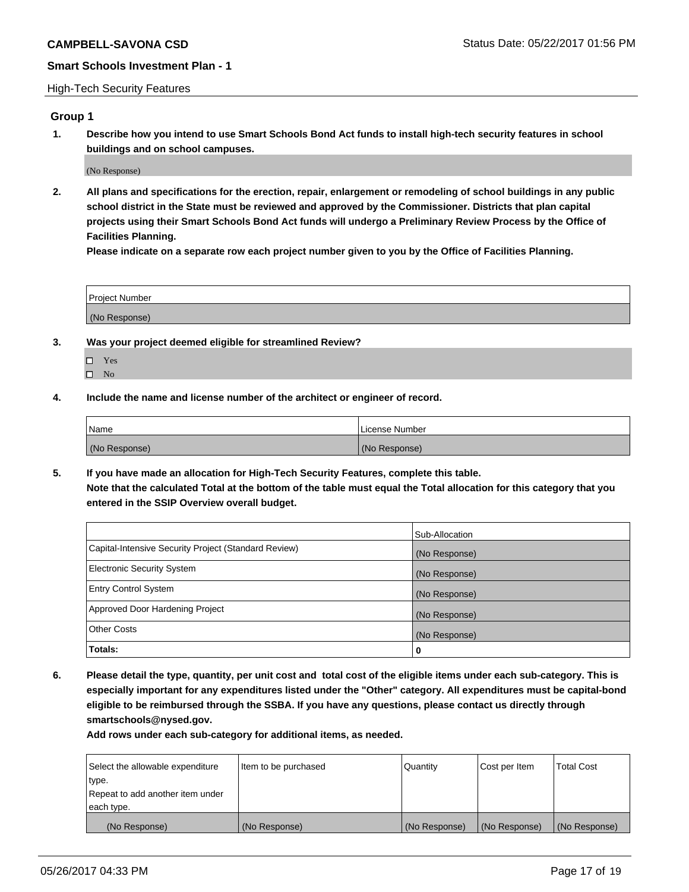## High-Tech Security Features

### Group 1

**1. Describe how you intend to use Smart Schools Bond Act funds to install high-tech security features in school buildings and on school campuses.**

(No Response)

**2. All plans and specifications for the erection, repair, enlargement or remodeling of school buildings in any public school district in the State must be reviewed and approved by the Commissioner. Districts that plan capital projects using their Smart Schools Bond Act funds will undergo a Preliminary Review Process by the Office of Facilities Planning.**

**Please indicate on a separate row each project number given to you by the Office of Facilities Planning.**

| Project Number |
| --- |
| (No Response) |

**3. Was your project deemed eligible for streamlined Review?**

- ☐ Yes
- ☐ No

**4. Include the name and license number of the architect or engineer of record.**

| Name | License Number |
| --- | --- |
| (No Response) | (No Response) |

**5. If you have made an allocation for High-Tech Security Features, complete this table.**
**Note that the calculated Total at the bottom of the table must equal the Total allocation for this category that you entered in the SSIP Overview overall budget.**

| | Sub-Allocation |
| --- | --- |
| Capital-Intensive Security Project (Standard Review) | (No Response) |
| Electronic Security System | (No Response) |
| Entry Control System | (No Response) |
| Approved Door Hardening Project | (No Response) |
| Other Costs | (No Response) |
| **Totals:** | **0** |

**6. Please detail the type, quantity, per unit cost and total cost of the eligible items under each sub-category. This is especially important for any expenditures listed under the "Other" category. All expenditures must be capital-bond eligible to be reimbursed through the SSBA. If you have any questions, please contact us directly through smartschools@nysed.gov.**

**Add rows under each sub-category for additional items, as needed.**

| Select the allowable expenditure type. Repeat to add another item under each type. | Item to be purchased | Quantity | Cost per Item | Total Cost |
| --- | --- | --- | --- | --- |
| (No Response) | (No Response) | (No Response) | (No Response) | (No Response) |